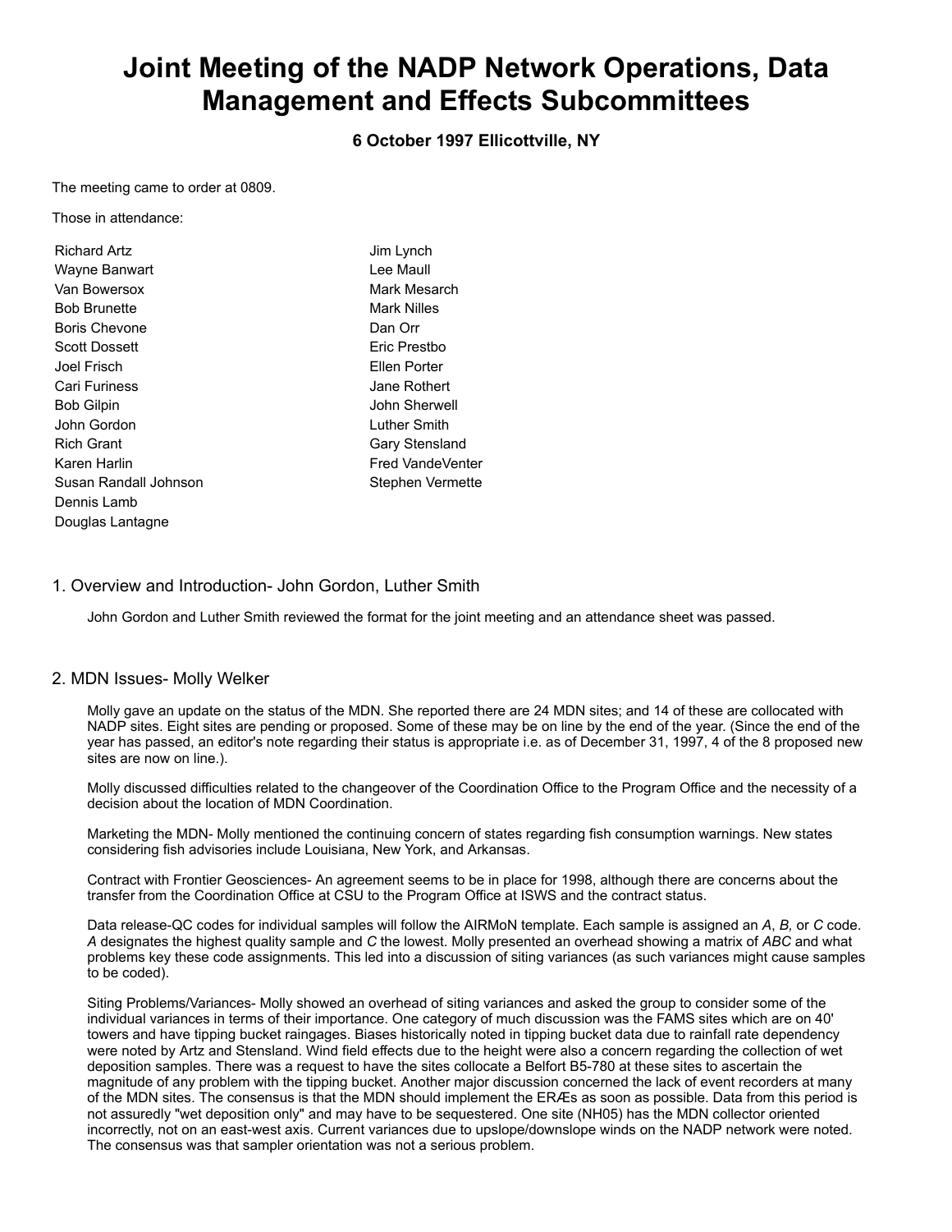# Joint Meeting of the NADP Network Operations, Data Management and Effects Subcommittees

### 6 October 1997 Ellicottville, NY

The meeting came to order at 0809.

Those in attendance:

Richard Artz
Wayne Banwart
Van Bowersox
Bob Brunette
Boris Chevone
Scott Dossett
Joel Frisch
Cari Furiness
Bob Gilpin
John Gordon
Rich Grant
Karen Harlin
Susan Randall Johnson
Dennis Lamb
Douglas Lantagne
Jim Lynch
Lee Maull
Mark Mesarch
Mark Nilles
Dan Orr
Eric Prestbo
Ellen Porter
Jane Rothert
John Sherwell
Luther Smith
Gary Stensland
Fred VandeVenter
Stephen Vermette

## 1. Overview and Introduction- John Gordon, Luther Smith

John Gordon and Luther Smith reviewed the format for the joint meeting and an attendance sheet was passed.

## 2. MDN Issues- Molly Welker

Molly gave an update on the status of the MDN. She reported there are 24 MDN sites; and 14 of these are collocated with NADP sites. Eight sites are pending or proposed. Some of these may be on line by the end of the year. (Since the end of the year has passed, an editor's note regarding their status is appropriate i.e. as of December 31, 1997, 4 of the 8 proposed new sites are now on line.).

Molly discussed difficulties related to the changeover of the Coordination Office to the Program Office and the necessity of a decision about the location of MDN Coordination.

Marketing the MDN- Molly mentioned the continuing concern of states regarding fish consumption warnings. New states considering fish advisories include Louisiana, New York, and Arkansas.

Contract with Frontier Geosciences- An agreement seems to be in place for 1998, although there are concerns about the transfer from the Coordination Office at CSU to the Program Office at ISWS and the contract status.

Data release-QC codes for individual samples will follow the AIRMoN template. Each sample is assigned an *A*, *B,* or *C* code. *A* designates the highest quality sample and *C* the lowest. Molly presented an overhead showing a matrix of *ABC* and what problems key these code assignments. This led into a discussion of siting variances (as such variances might cause samples to be coded).

Siting Problems/Variances- Molly showed an overhead of siting variances and asked the group to consider some of the individual variances in terms of their importance. One category of much discussion was the FAMS sites which are on 40' towers and have tipping bucket raingages. Biases historically noted in tipping bucket data due to rainfall rate dependency were noted by Artz and Stensland. Wind field effects due to the height were also a concern regarding the collection of wet deposition samples. There was a request to have the sites collocate a Belfort B5-780 at these sites to ascertain the magnitude of any problem with the tipping bucket. Another major discussion concerned the lack of event recorders at many of the MDN sites. The consensus is that the MDN should implement the ERÆs as soon as possible. Data from this period is not assuredly "wet deposition only" and may have to be sequestered. One site (NH05) has the MDN collector oriented incorrectly, not on an east-west axis. Current variances due to upslope/downslope winds on the NADP network were noted. The consensus was that sampler orientation was not a serious problem.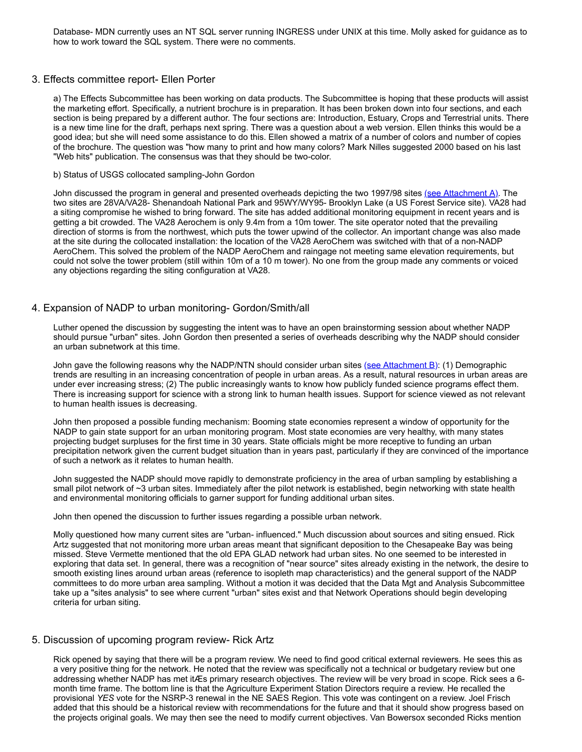Database- MDN currently uses an NT SQL server running INGRESS under UNIX at this time. Molly asked for guidance as to how to work toward the SQL system. There were no comments.

## 3. Effects committee report- Ellen Porter

a) The Effects Subcommittee has been working on data products. The Subcommittee is hoping that these products will assist the marketing effort. Specifically, a nutrient brochure is in preparation. It has been broken down into four sections, and each section is being prepared by a different author. The four sections are: Introduction, Estuary, Crops and Terrestrial units. There is a new time line for the draft, perhaps next spring. There was a question about a web version. Ellen thinks this would be a good idea; but she will need some assistance to do this. Ellen showed a matrix of a number of colors and number of copies of the brochure. The question was "how many to print and how many colors? Mark Nilles suggested 2000 based on his last "Web hits" publication. The consensus was that they should be two-color.

b) Status of USGS collocated sampling-John Gordon

John discussed the program in general and presented overheads depicting the two 1997/98 sites (see Attachment A). The two sites are 28VA/VA28- Shenandoah National Park and 95WY/WY95- Brooklyn Lake (a US Forest Service site). VA28 had a siting compromise he wished to bring forward. The site has added additional monitoring equipment in recent years and is getting a bit crowded. The VA28 Aerochem is only 9.4m from a 10m tower. The site operator noted that the prevailing direction of storms is from the northwest, which puts the tower upwind of the collector. An important change was also made at the site during the collocated installation: the location of the VA28 AeroChem was switched with that of a non-NADP AeroChem. This solved the problem of the NADP AeroChem and raingage not meeting same elevation requirements, but could not solve the tower problem (still within 10m of a 10 m tower). No one from the group made any comments or voiced any objections regarding the siting configuration at VA28.

## 4. Expansion of NADP to urban monitoring- Gordon/Smith/all

Luther opened the discussion by suggesting the intent was to have an open brainstorming session about whether NADP should pursue "urban" sites. John Gordon then presented a series of overheads describing why the NADP should consider an urban subnetwork at this time.

John gave the following reasons why the NADP/NTN should consider urban sites (see Attachment B): (1) Demographic trends are resulting in an increasing concentration of people in urban areas. As a result, natural resources in urban areas are under ever increasing stress; (2) The public increasingly wants to know how publicly funded science programs effect them. There is increasing support for science with a strong link to human health issues. Support for science viewed as not relevant to human health issues is decreasing.

John then proposed a possible funding mechanism: Booming state economies represent a window of opportunity for the NADP to gain state support for an urban monitoring program. Most state economies are very healthy, with many states projecting budget surpluses for the first time in 30 years. State officials might be more receptive to funding an urban precipitation network given the current budget situation than in years past, particularly if they are convinced of the importance of such a network as it relates to human health.

John suggested the NADP should move rapidly to demonstrate proficiency in the area of urban sampling by establishing a small pilot network of ~3 urban sites. Immediately after the pilot network is established, begin networking with state health and environmental monitoring officials to garner support for funding additional urban sites.

John then opened the discussion to further issues regarding a possible urban network.

Molly questioned how many current sites are "urban- influenced." Much discussion about sources and siting ensued. Rick Artz suggested that not monitoring more urban areas meant that significant deposition to the Chesapeake Bay was being missed. Steve Vermette mentioned that the old EPA GLAD network had urban sites. No one seemed to be interested in exploring that data set. In general, there was a recognition of "near source" sites already existing in the network, the desire to smooth existing lines around urban areas (reference to isopleth map characteristics) and the general support of the NADP committees to do more urban area sampling. Without a motion it was decided that the Data Mgt and Analysis Subcommittee take up a "sites analysis" to see where current "urban" sites exist and that Network Operations should begin developing criteria for urban siting.

## 5. Discussion of upcoming program review- Rick Artz

Rick opened by saying that there will be a program review. We need to find good critical external reviewers. He sees this as a very positive thing for the network. He noted that the review was specifically not a technical or budgetary review but one addressing whether NADP has met itÆs primary research objectives. The review will be very broad in scope. Rick sees a 6-month time frame. The bottom line is that the Agriculture Experiment Station Directors require a review. He recalled the provisional *YES* vote for the NSRP-3 renewal in the NE SAES Region. This vote was contingent on a review. Joel Frisch added that this should be a historical review with recommendations for the future and that it should show progress based on the projects original goals. We may then see the need to modify current objectives. Van Bowersox seconded Ricks mention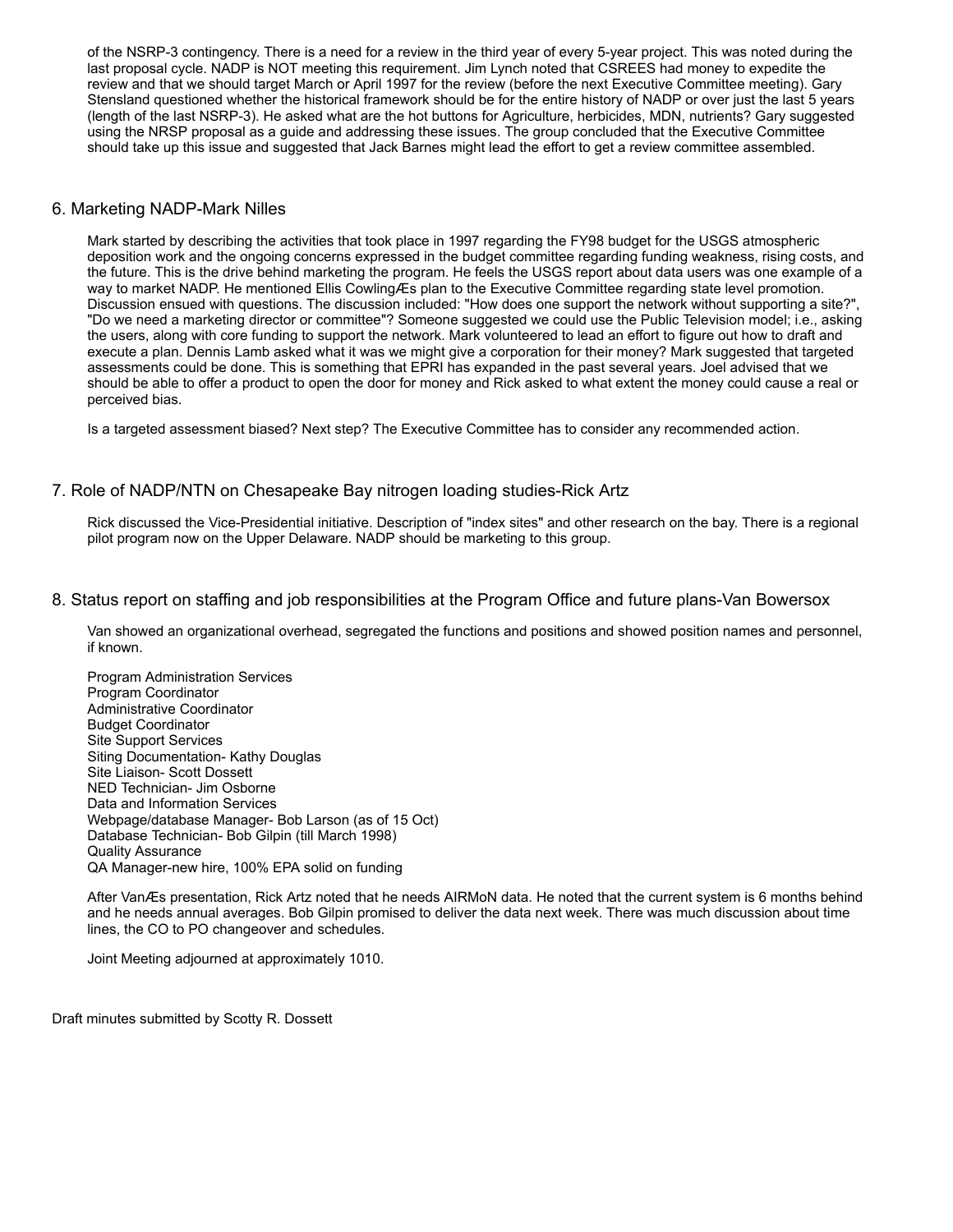of the NSRP-3 contingency. There is a need for a review in the third year of every 5-year project. This was noted during the last proposal cycle. NADP is NOT meeting this requirement. Jim Lynch noted that CSREES had money to expedite the review and that we should target March or April 1997 for the review (before the next Executive Committee meeting). Gary Stensland questioned whether the historical framework should be for the entire history of NADP or over just the last 5 years (length of the last NSRP-3). He asked what are the hot buttons for Agriculture, herbicides, MDN, nutrients? Gary suggested using the NRSP proposal as a guide and addressing these issues. The group concluded that the Executive Committee should take up this issue and suggested that Jack Barnes might lead the effort to get a review committee assembled.

## 6. Marketing NADP-Mark Nilles

Mark started by describing the activities that took place in 1997 regarding the FY98 budget for the USGS atmospheric deposition work and the ongoing concerns expressed in the budget committee regarding funding weakness, rising costs, and the future. This is the drive behind marketing the program. He feels the USGS report about data users was one example of a way to market NADP. He mentioned Ellis CowlingÆs plan to the Executive Committee regarding state level promotion. Discussion ensued with questions. The discussion included: "How does one support the network without supporting a site?", "Do we need a marketing director or committee"? Someone suggested we could use the Public Television model; i.e., asking the users, along with core funding to support the network. Mark volunteered to lead an effort to figure out how to draft and execute a plan. Dennis Lamb asked what it was we might give a corporation for their money? Mark suggested that targeted assessments could be done. This is something that EPRI has expanded in the past several years. Joel advised that we should be able to offer a product to open the door for money and Rick asked to what extent the money could cause a real or perceived bias.

Is a targeted assessment biased? Next step? The Executive Committee has to consider any recommended action.

## 7. Role of NADP/NTN on Chesapeake Bay nitrogen loading studies-Rick Artz

Rick discussed the Vice-Presidential initiative. Description of "index sites" and other research on the bay. There is a regional pilot program now on the Upper Delaware. NADP should be marketing to this group.

## 8. Status report on staffing and job responsibilities at the Program Office and future plans-Van Bowersox

Van showed an organizational overhead, segregated the functions and positions and showed position names and personnel, if known.

Program Administration Services
Program Coordinator
Administrative Coordinator
Budget Coordinator
Site Support Services
Siting Documentation- Kathy Douglas
Site Liaison- Scott Dossett
NED Technician- Jim Osborne
Data and Information Services
Webpage/database Manager- Bob Larson (as of 15 Oct)
Database Technician- Bob Gilpin (till March 1998)
Quality Assurance
QA Manager-new hire, 100% EPA solid on funding

After VanÆs presentation, Rick Artz noted that he needs AIRMoN data. He noted that the current system is 6 months behind and he needs annual averages. Bob Gilpin promised to deliver the data next week. There was much discussion about time lines, the CO to PO changeover and schedules.

Joint Meeting adjourned at approximately 1010.

Draft minutes submitted by Scotty R. Dossett